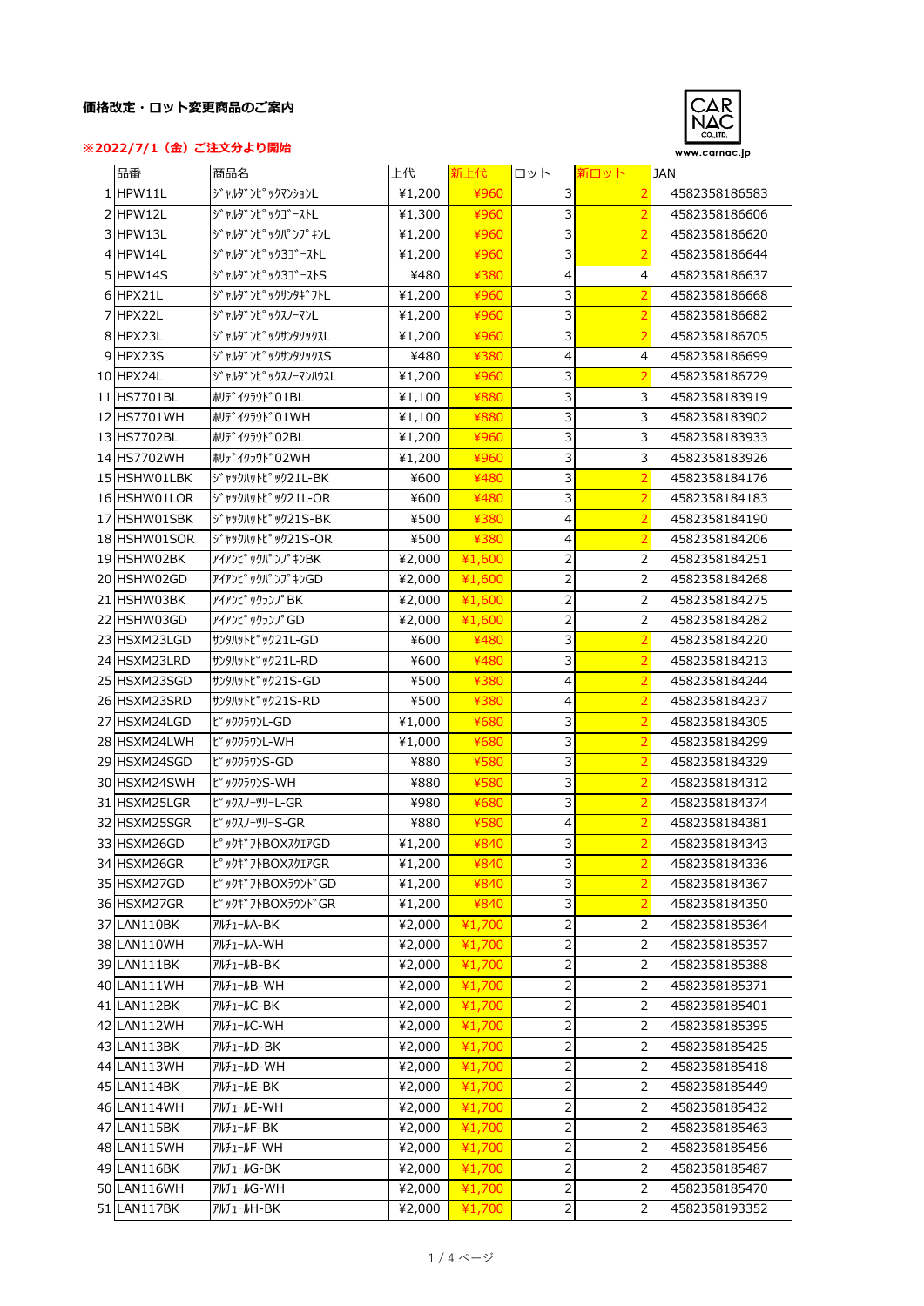**価格改定・ロット変更商品のご案内**

**※2022/7/1（金）ご注文分より開始**

CAR NAC CO.,LTD.
www.carnac.jp

| | 品番 | 商品名 | 上代 | 新上代 | ロット | 新ロット | JAN |
|---|---|---|---|---|---|---|---|
| 1 | HPW11L | ｼﾞｬﾙﾀﾞｼﾋﾟｯｸﾏﾝｼｮﾝL | ¥1,200 | ¥960 | 3 | 2 | 4582358186583 |
| 2 | HPW12L | ｼﾞｬﾙﾀﾞｼﾋﾟｯｸｺﾞｰｽﾄL | ¥1,300 | ¥960 | 3 | 2 | 4582358186606 |
| 3 | HPW13L | ｼﾞｬﾙﾀﾞｼﾋﾟｯｸﾊﾟﾝﾌﾟｷﾝL | ¥1,200 | ¥960 | 3 | 2 | 4582358186620 |
| 4 | HPW14L | ｼﾞｬﾙﾀﾞｼﾋﾟｯｸ3ｺﾞｰｽﾄL | ¥1,200 | ¥960 | 3 | 2 | 4582358186644 |
| 5 | HPW14S | ｼﾞｬﾙﾀﾞｼﾋﾟｯｸ3ｺﾞｰｽﾄS | ¥480 | ¥380 | 4 | 4 | 4582358186637 |
| 6 | HPX21L | ｼﾞｬﾙﾀﾞｼﾋﾟｯｸｻﾝﾀｷﾞﾌﾄL | ¥1,200 | ¥960 | 3 | 2 | 4582358186668 |
| 7 | HPX22L | ｼﾞｬﾙﾀﾞｼﾋﾟｯｸｽﾉｰﾏﾝL | ¥1,200 | ¥960 | 3 | 2 | 4582358186682 |
| 8 | HPX23L | ｼﾞｬﾙﾀﾞｼﾋﾟｯｸｻﾝﾀﾘｯｸL | ¥1,200 | ¥960 | 3 | 2 | 4582358186705 |
| 9 | HPX23S | ｼﾞｬﾙﾀﾞｼﾋﾟｯｸｻﾝﾀﾘｯｸS | ¥480 | ¥380 | 4 | 4 | 4582358186699 |
| 10 | HPX24L | ｼﾞｬﾙﾀﾞｼﾋﾟｯｸｽﾉｰﾏﾝﾊｳｽL | ¥1,200 | ¥960 | 3 | 2 | 4582358186729 |
| 11 | HS7701BL | ﾎﾘﾃﾞｲｸﾗｳﾄﾞ01BL | ¥1,100 | ¥880 | 3 | 3 | 4582358183919 |
| 12 | HS7701WH | ﾎﾘﾃﾞｲｸﾗｳﾄﾞ01WH | ¥1,100 | ¥880 | 3 | 3 | 4582358183902 |
| 13 | HS7702BL | ﾎﾘﾃﾞｲｸﾗｳﾄﾞ02BL | ¥1,200 | ¥960 | 3 | 3 | 4582358183933 |
| 14 | HS7702WH | ﾎﾘﾃﾞｲｸﾗｳﾄﾞ02WH | ¥1,200 | ¥960 | 3 | 3 | 4582358183926 |
| 15 | HSHW01LBK | ｼﾞｬｯｸﾊｯﾄﾋﾟｯｸ21L-BK | ¥600 | ¥480 | 3 | 2 | 4582358184176 |
| 16 | HSHW01LOR | ｼﾞｬｯｸﾊｯﾄﾋﾟｯｸ21L-OR | ¥600 | ¥480 | 3 | 2 | 4582358184183 |
| 17 | HSHW01SBK | ｼﾞｬｯｸﾊｯﾄﾋﾟｯｸ21S-BK | ¥500 | ¥380 | 4 | 2 | 4582358184190 |
| 18 | HSHW01SOR | ｼﾞｬｯｸﾊｯﾄﾋﾟｯｸ21S-OR | ¥500 | ¥380 | 4 | 2 | 4582358184206 |
| 19 | HSHW02BK | ｱｲｱﾝﾋﾟｯｸﾊﾟﾝﾌﾟｷﾝBK | ¥2,000 | ¥1,600 | 2 | 2 | 4582358184251 |
| 20 | HSHW02GD | ｱｲｱﾝﾋﾟｯｸﾊﾟﾝﾌﾟｷﾝGD | ¥2,000 | ¥1,600 | 2 | 2 | 4582358184268 |
| 21 | HSHW03BK | ｱｲｱﾝﾋﾟｯｸﾗﾝﾌﾟBK | ¥2,000 | ¥1,600 | 2 | 2 | 4582358184275 |
| 22 | HSHW03GD | ｱｲｱﾝﾋﾟｯｸﾗﾝﾌﾟGD | ¥2,000 | ¥1,600 | 2 | 2 | 4582358184282 |
| 23 | HSXM23LGD | ｻﾝﾀﾊｯﾄﾋﾟｯｸ21L-GD | ¥600 | ¥480 | 3 | 2 | 4582358184220 |
| 24 | HSXM23LRD | ｻﾝﾀﾊｯﾄﾋﾟｯｸ21L-RD | ¥600 | ¥480 | 3 | 2 | 4582358184213 |
| 25 | HSXM23SGD | ｻﾝﾀﾊｯﾄﾋﾟｯｸ21S-GD | ¥500 | ¥380 | 4 | 2 | 4582358184244 |
| 26 | HSXM23SRD | ｻﾝﾀﾊｯﾄﾋﾟｯｸ21S-RD | ¥500 | ¥380 | 4 | 2 | 4582358184237 |
| 27 | HSXM24LGD | ﾋﾟｯｸｸﾗｳﾝL-GD | ¥1,000 | ¥680 | 3 | 2 | 4582358184305 |
| 28 | HSXM24LWH | ﾋﾟｯｸｸﾗｳﾝL-WH | ¥1,000 | ¥680 | 3 | 2 | 4582358184299 |
| 29 | HSXM24SGD | ﾋﾟｯｸｸﾗｳﾝS-GD | ¥880 | ¥580 | 3 | 2 | 4582358184329 |
| 30 | HSXM24SWH | ﾋﾟｯｸｸﾗｳﾝS-WH | ¥880 | ¥580 | 3 | 2 | 4582358184312 |
| 31 | HSXM25LGR | ﾋﾟｯｸｽﾉｰﾂﾘｰL-GR | ¥980 | ¥680 | 3 | 2 | 4582358184374 |
| 32 | HSXM25SGR | ﾋﾟｯｸｽﾉｰﾂﾘｰS-GR | ¥880 | ¥580 | 4 | 2 | 4582358184381 |
| 33 | HSXM26GD | ﾋﾟｯｸｷﾞﾌﾄBOXｽｸｴｱGD | ¥1,200 | ¥840 | 3 | 2 | 4582358184343 |
| 34 | HSXM26GR | ﾋﾟｯｸｷﾞﾌﾄBOXｽｸｴｱGR | ¥1,200 | ¥840 | 3 | 2 | 4582358184336 |
| 35 | HSXM27GD | ﾋﾟｯｸｷﾞﾌﾄBOXﾗｳﾝﾄﾞGD | ¥1,200 | ¥840 | 3 | 2 | 4582358184367 |
| 36 | HSXM27GR | ﾋﾟｯｸｷﾞﾌﾄBOXﾗｳﾝﾄﾞGR | ¥1,200 | ¥840 | 3 | 2 | 4582358184350 |
| 37 | LAN110BK | ｱﾙﾁｭｰﾙA-BK | ¥2,000 | ¥1,700 | 2 | 2 | 4582358185364 |
| 38 | LAN110WH | ｱﾙﾁｭｰﾙA-WH | ¥2,000 | ¥1,700 | 2 | 2 | 4582358185357 |
| 39 | LAN111BK | ｱﾙﾁｭｰﾙB-BK | ¥2,000 | ¥1,700 | 2 | 2 | 4582358185388 |
| 40 | LAN111WH | ｱﾙﾁｭｰﾙB-WH | ¥2,000 | ¥1,700 | 2 | 2 | 4582358185371 |
| 41 | LAN112BK | ｱﾙﾁｭｰﾙC-BK | ¥2,000 | ¥1,700 | 2 | 2 | 4582358185401 |
| 42 | LAN112WH | ｱﾙﾁｭｰﾙC-WH | ¥2,000 | ¥1,700 | 2 | 2 | 4582358185395 |
| 43 | LAN113BK | ｱﾙﾁｭｰﾙD-BK | ¥2,000 | ¥1,700 | 2 | 2 | 4582358185425 |
| 44 | LAN113WH | ｱﾙﾁｭｰﾙD-WH | ¥2,000 | ¥1,700 | 2 | 2 | 4582358185418 |
| 45 | LAN114BK | ｱﾙﾁｭｰﾙE-BK | ¥2,000 | ¥1,700 | 2 | 2 | 4582358185449 |
| 46 | LAN114WH | ｱﾙﾁｭｰﾙE-WH | ¥2,000 | ¥1,700 | 2 | 2 | 4582358185432 |
| 47 | LAN115BK | ｱﾙﾁｭｰﾙF-BK | ¥2,000 | ¥1,700 | 2 | 2 | 4582358185463 |
| 48 | LAN115WH | ｱﾙﾁｭｰﾙF-WH | ¥2,000 | ¥1,700 | 2 | 2 | 4582358185456 |
| 49 | LAN116BK | ｱﾙﾁｭｰﾙG-BK | ¥2,000 | ¥1,700 | 2 | 2 | 4582358185487 |
| 50 | LAN116WH | ｱﾙﾁｭｰﾙG-WH | ¥2,000 | ¥1,700 | 2 | 2 | 4582358185470 |
| 51 | LAN117BK | ｱﾙﾁｭｰﾙH-BK | ¥2,000 | ¥1,700 | 2 | 2 | 4582358193352 |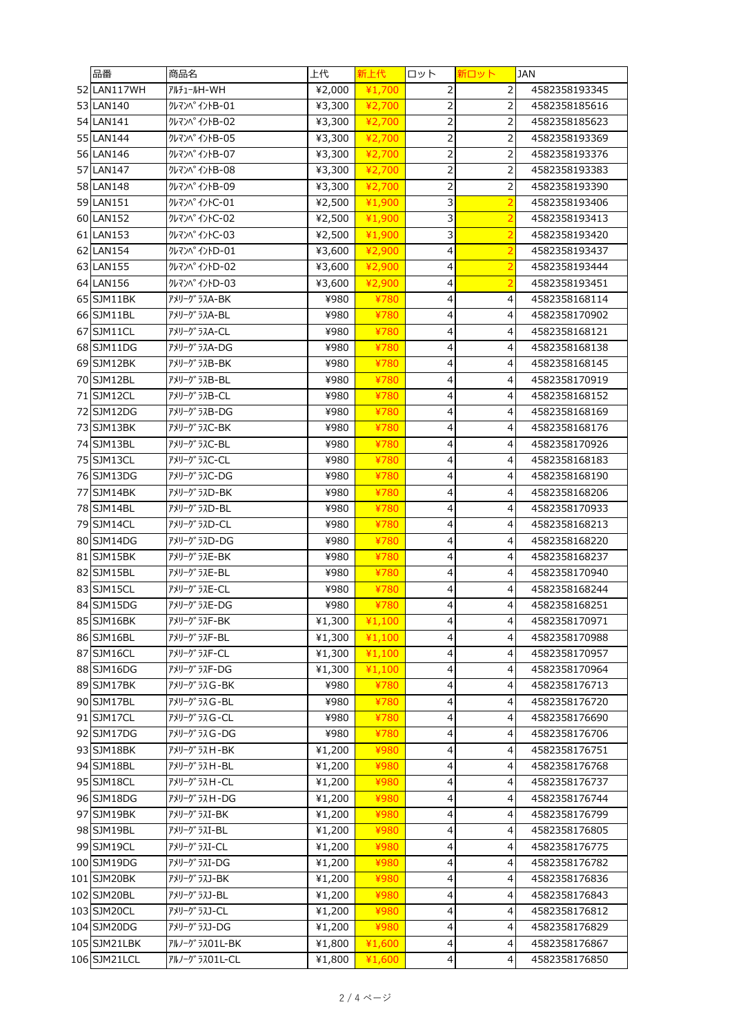| | 品番 | 商品名 | 上代 | 新上代 | ロット | 新ロット | JAN |
|---|---|---|---|---|---|---|---|
| 52 | LAN117WH | ｱﾙﾁｭｰﾙH-WH | ¥2,000 | ¥1,700 | 2 | 2 | 4582358193345 |
| 53 | LAN140 | ｸﾚﾏﾝﾍﾟｲﾝﾄB-01 | ¥3,300 | ¥2,700 | 2 | 2 | 4582358185616 |
| 54 | LAN141 | ｸﾚﾏﾝﾍﾟｲﾝﾄB-02 | ¥3,300 | ¥2,700 | 2 | 2 | 4582358185623 |
| 55 | LAN144 | ｸﾚﾏﾝﾍﾟｲﾝﾄB-05 | ¥3,300 | ¥2,700 | 2 | 2 | 4582358193369 |
| 56 | LAN146 | ｸﾚﾏﾝﾍﾟｲﾝﾄB-07 | ¥3,300 | ¥2,700 | 2 | 2 | 4582358193376 |
| 57 | LAN147 | ｸﾚﾏﾝﾍﾟｲﾝﾄB-08 | ¥3,300 | ¥2,700 | 2 | 2 | 4582358193383 |
| 58 | LAN148 | ｸﾚﾏﾝﾍﾟｲﾝﾄB-09 | ¥3,300 | ¥2,700 | 2 | 2 | 4582358193390 |
| 59 | LAN151 | ｸﾚﾏﾝﾍﾟｲﾝﾄC-01 | ¥2,500 | ¥1,900 | 3 | 2 | 4582358193406 |
| 60 | LAN152 | ｸﾚﾏﾝﾍﾟｲﾝﾄC-02 | ¥2,500 | ¥1,900 | 3 | 2 | 4582358193413 |
| 61 | LAN153 | ｸﾚﾏﾝﾍﾟｲﾝﾄC-03 | ¥2,500 | ¥1,900 | 3 | 2 | 4582358193420 |
| 62 | LAN154 | ｸﾚﾏﾝﾍﾟｲﾝﾄD-01 | ¥3,600 | ¥2,900 | 4 | 2 | 4582358193437 |
| 63 | LAN155 | ｸﾚﾏﾝﾍﾟｲﾝﾄD-02 | ¥3,600 | ¥2,900 | 4 | 2 | 4582358193444 |
| 64 | LAN156 | ｸﾚﾏﾝﾍﾟｲﾝﾄD-03 | ¥3,600 | ¥2,900 | 4 | 2 | 4582358193451 |
| 65 | SJM11BK | ｱﾒﾘｰｸﾞﾗｽA-BK | ¥980 | ¥780 | 4 | 4 | 4582358168114 |
| 66 | SJM11BL | ｱﾒﾘｰｸﾞﾗｽA-BL | ¥980 | ¥780 | 4 | 4 | 4582358170902 |
| 67 | SJM11CL | ｱﾒﾘｰｸﾞﾗｽA-CL | ¥980 | ¥780 | 4 | 4 | 4582358168121 |
| 68 | SJM11DG | ｱﾒﾘｰｸﾞﾗｽA-DG | ¥980 | ¥780 | 4 | 4 | 4582358168138 |
| 69 | SJM12BK | ｱﾒﾘｰｸﾞﾗｽB-BK | ¥980 | ¥780 | 4 | 4 | 4582358168145 |
| 70 | SJM12BL | ｱﾒﾘｰｸﾞﾗｽB-BL | ¥980 | ¥780 | 4 | 4 | 4582358170919 |
| 71 | SJM12CL | ｱﾒﾘｰｸﾞﾗｽB-CL | ¥980 | ¥780 | 4 | 4 | 4582358168152 |
| 72 | SJM12DG | ｱﾒﾘｰｸﾞﾗｽB-DG | ¥980 | ¥780 | 4 | 4 | 4582358168169 |
| 73 | SJM13BK | ｱﾒﾘｰｸﾞﾗｽC-BK | ¥980 | ¥780 | 4 | 4 | 4582358168176 |
| 74 | SJM13BL | ｱﾒﾘｰｸﾞﾗｽC-BL | ¥980 | ¥780 | 4 | 4 | 4582358170926 |
| 75 | SJM13CL | ｱﾒﾘｰｸﾞﾗｽC-CL | ¥980 | ¥780 | 4 | 4 | 4582358168183 |
| 76 | SJM13DG | ｱﾒﾘｰｸﾞﾗｽC-DG | ¥980 | ¥780 | 4 | 4 | 4582358168190 |
| 77 | SJM14BK | ｱﾒﾘｰｸﾞﾗｽD-BK | ¥980 | ¥780 | 4 | 4 | 4582358168206 |
| 78 | SJM14BL | ｱﾒﾘｰｸﾞﾗｽD-BL | ¥980 | ¥780 | 4 | 4 | 4582358170933 |
| 79 | SJM14CL | ｱﾒﾘｰｸﾞﾗｽD-CL | ¥980 | ¥780 | 4 | 4 | 4582358168213 |
| 80 | SJM14DG | ｱﾒﾘｰｸﾞﾗｽD-DG | ¥980 | ¥780 | 4 | 4 | 4582358168220 |
| 81 | SJM15BK | ｱﾒﾘｰｸﾞﾗｽE-BK | ¥980 | ¥780 | 4 | 4 | 4582358168237 |
| 82 | SJM15BL | ｱﾒﾘｰｸﾞﾗｽE-BL | ¥980 | ¥780 | 4 | 4 | 4582358170940 |
| 83 | SJM15CL | ｱﾒﾘｰｸﾞﾗｽE-CL | ¥980 | ¥780 | 4 | 4 | 4582358168244 |
| 84 | SJM15DG | ｱﾒﾘｰｸﾞﾗｽE-DG | ¥980 | ¥780 | 4 | 4 | 4582358168251 |
| 85 | SJM16BK | ｱﾒﾘｰｸﾞﾗｽF-BK | ¥1,300 | ¥1,100 | 4 | 4 | 4582358170971 |
| 86 | SJM16BL | ｱﾒﾘｰｸﾞﾗｽF-BL | ¥1,300 | ¥1,100 | 4 | 4 | 4582358170988 |
| 87 | SJM16CL | ｱﾒﾘｰｸﾞﾗｽF-CL | ¥1,300 | ¥1,100 | 4 | 4 | 4582358170957 |
| 88 | SJM16DG | ｱﾒﾘｰｸﾞﾗｽF-DG | ¥1,300 | ¥1,100 | 4 | 4 | 4582358170964 |
| 89 | SJM17BK | ｱﾒﾘｰｸﾞﾗｽG-BK | ¥980 | ¥780 | 4 | 4 | 4582358176713 |
| 90 | SJM17BL | ｱﾒﾘｰｸﾞﾗｽG-BL | ¥980 | ¥780 | 4 | 4 | 4582358176720 |
| 91 | SJM17CL | ｱﾒﾘｰｸﾞﾗｽG-CL | ¥980 | ¥780 | 4 | 4 | 4582358176690 |
| 92 | SJM17DG | ｱﾒﾘｰｸﾞﾗｽG-DG | ¥980 | ¥780 | 4 | 4 | 4582358176706 |
| 93 | SJM18BK | ｱﾒﾘｰｸﾞﾗｽH-BK | ¥1,200 | ¥980 | 4 | 4 | 4582358176751 |
| 94 | SJM18BL | ｱﾒﾘｰｸﾞﾗｽH-BL | ¥1,200 | ¥980 | 4 | 4 | 4582358176768 |
| 95 | SJM18CL | ｱﾒﾘｰｸﾞﾗｽH-CL | ¥1,200 | ¥980 | 4 | 4 | 4582358176737 |
| 96 | SJM18DG | ｱﾒﾘｰｸﾞﾗｽH-DG | ¥1,200 | ¥980 | 4 | 4 | 4582358176744 |
| 97 | SJM19BK | ｱﾒﾘｰｸﾞﾗｽI-BK | ¥1,200 | ¥980 | 4 | 4 | 4582358176799 |
| 98 | SJM19BL | ｱﾒﾘｰｸﾞﾗｽI-BL | ¥1,200 | ¥980 | 4 | 4 | 4582358176805 |
| 99 | SJM19CL | ｱﾒﾘｰｸﾞﾗｽI-CL | ¥1,200 | ¥980 | 4 | 4 | 4582358176775 |
| 100 | SJM19DG | ｱﾒﾘｰｸﾞﾗｽI-DG | ¥1,200 | ¥980 | 4 | 4 | 4582358176782 |
| 101 | SJM20BK | ｱﾒﾘｰｸﾞﾗｽJ-BK | ¥1,200 | ¥980 | 4 | 4 | 4582358176836 |
| 102 | SJM20BL | ｱﾒﾘｰｸﾞﾗｽJ-BL | ¥1,200 | ¥980 | 4 | 4 | 4582358176843 |
| 103 | SJM20CL | ｱﾒﾘｰｸﾞﾗｽJ-CL | ¥1,200 | ¥980 | 4 | 4 | 4582358176812 |
| 104 | SJM20DG | ｱﾒﾘｰｸﾞﾗｽJ-DG | ¥1,200 | ¥980 | 4 | 4 | 4582358176829 |
| 105 | SJM21LBK | ｱﾙﾉｰｸﾞﾗｽ01L-BK | ¥1,800 | ¥1,600 | 4 | 4 | 4582358176867 |
| 106 | SJM21LCL | ｱﾙﾉｰｸﾞﾗｽ01L-CL | ¥1,800 | ¥1,600 | 4 | 4 | 4582358176850 |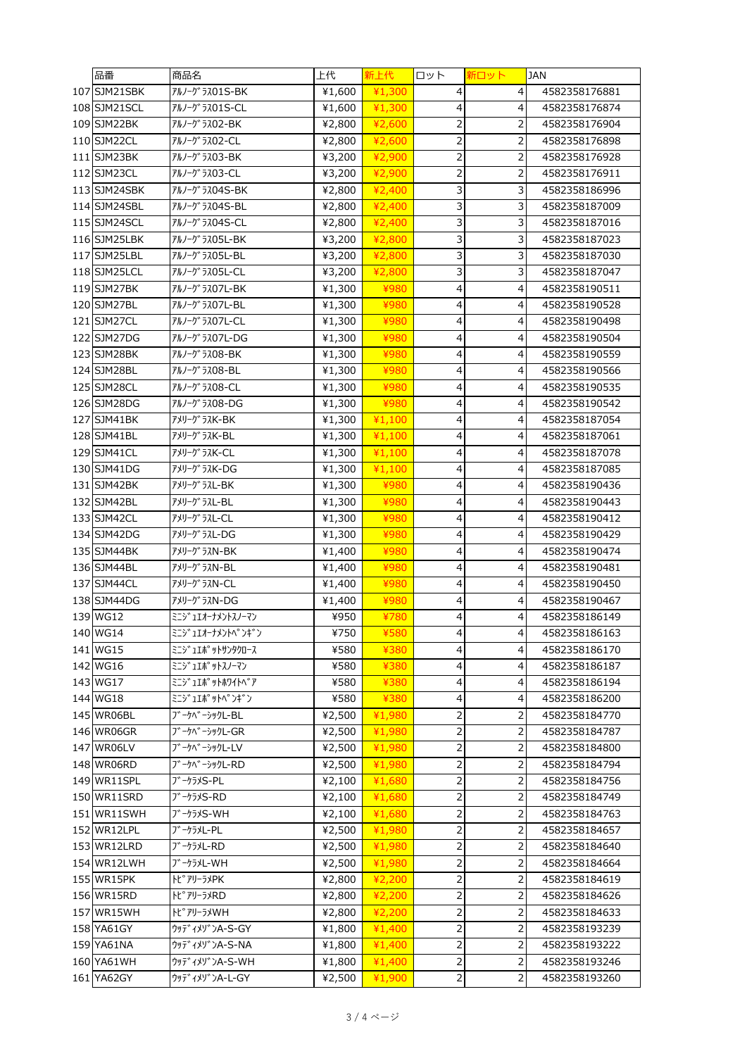| | 品番 | 商品名 | 上代 | 新上代 | ロット | 新ロット | JAN |
|---|---|---|---|---|---|---|---|
| 107 | SJM21SBK | ｱﾙﾉｰｸﾞﾗｽ01S-BK | ¥1,600 | ¥1,300 | 4 | 4 | 4582358176881 |
| 108 | SJM21SCL | ｱﾙﾉｰｸﾞﾗｽ01S-CL | ¥1,600 | ¥1,300 | 4 | 4 | 4582358176874 |
| 109 | SJM22BK | ｱﾙﾉｰｸﾞﾗｽ02-BK | ¥2,800 | ¥2,600 | 2 | 2 | 4582358176904 |
| 110 | SJM22CL | ｱﾙﾉｰｸﾞﾗｽ02-CL | ¥2,800 | ¥2,600 | 2 | 2 | 4582358176898 |
| 111 | SJM23BK | ｱﾙﾉｰｸﾞﾗｽ03-BK | ¥3,200 | ¥2,900 | 2 | 2 | 4582358176928 |
| 112 | SJM23CL | ｱﾙﾉｰｸﾞﾗｽ03-CL | ¥3,200 | ¥2,900 | 2 | 2 | 4582358176911 |
| 113 | SJM24SBK | ｱﾙﾉｰｸﾞﾗｽ04S-BK | ¥2,800 | ¥2,400 | 3 | 3 | 4582358186996 |
| 114 | SJM24SBL | ｱﾙﾉｰｸﾞﾗｽ04S-BL | ¥2,800 | ¥2,400 | 3 | 3 | 4582358187009 |
| 115 | SJM24SCL | ｱﾙﾉｰｸﾞﾗｽ04S-CL | ¥2,800 | ¥2,400 | 3 | 3 | 4582358187016 |
| 116 | SJM25LBK | ｱﾙﾉｰｸﾞﾗｽ05L-BK | ¥3,200 | ¥2,800 | 3 | 3 | 4582358187023 |
| 117 | SJM25LBL | ｱﾙﾉｰｸﾞﾗｽ05L-BL | ¥3,200 | ¥2,800 | 3 | 3 | 4582358187030 |
| 118 | SJM25LCL | ｱﾙﾉｰｸﾞﾗｽ05L-CL | ¥3,200 | ¥2,800 | 3 | 3 | 4582358187047 |
| 119 | SJM27BK | ｱﾙﾉｰｸﾞﾗｽ07L-BK | ¥1,300 | ¥980 | 4 | 4 | 4582358190511 |
| 120 | SJM27BL | ｱﾙﾉｰｸﾞﾗｽ07L-BL | ¥1,300 | ¥980 | 4 | 4 | 4582358190528 |
| 121 | SJM27CL | ｱﾙﾉｰｸﾞﾗｽ07L-CL | ¥1,300 | ¥980 | 4 | 4 | 4582358190498 |
| 122 | SJM27DG | ｱﾙﾉｰｸﾞﾗｽ07L-DG | ¥1,300 | ¥980 | 4 | 4 | 4582358190504 |
| 123 | SJM28BK | ｱﾙﾉｰｸﾞﾗｽ08-BK | ¥1,300 | ¥980 | 4 | 4 | 4582358190559 |
| 124 | SJM28BL | ｱﾙﾉｰｸﾞﾗｽ08-BL | ¥1,300 | ¥980 | 4 | 4 | 4582358190566 |
| 125 | SJM28CL | ｱﾙﾉｰｸﾞﾗｽ08-CL | ¥1,300 | ¥980 | 4 | 4 | 4582358190535 |
| 126 | SJM28DG | ｱﾙﾉｰｸﾞﾗｽ08-DG | ¥1,300 | ¥980 | 4 | 4 | 4582358190542 |
| 127 | SJM41BK | ｱﾒﾘｰｸﾞﾗｽK-BK | ¥1,300 | ¥1,100 | 4 | 4 | 4582358187054 |
| 128 | SJM41BL | ｱﾒﾘｰｸﾞﾗｽK-BL | ¥1,300 | ¥1,100 | 4 | 4 | 4582358187061 |
| 129 | SJM41CL | ｱﾒﾘｰｸﾞﾗｽK-CL | ¥1,300 | ¥1,100 | 4 | 4 | 4582358187078 |
| 130 | SJM41DG | ｱﾒﾘｰｸﾞﾗｽK-DG | ¥1,300 | ¥1,100 | 4 | 4 | 4582358187085 |
| 131 | SJM42BK | ｱﾒﾘｰｸﾞﾗｽL-BK | ¥1,300 | ¥980 | 4 | 4 | 4582358190436 |
| 132 | SJM42BL | ｱﾒﾘｰｸﾞﾗｽL-BL | ¥1,300 | ¥980 | 4 | 4 | 4582358190443 |
| 133 | SJM42CL | ｱﾒﾘｰｸﾞﾗｽL-CL | ¥1,300 | ¥980 | 4 | 4 | 4582358190412 |
| 134 | SJM42DG | ｱﾒﾘｰｸﾞﾗｽL-DG | ¥1,300 | ¥980 | 4 | 4 | 4582358190429 |
| 135 | SJM44BK | ｱﾒﾘｰｸﾞﾗｽN-BK | ¥1,400 | ¥980 | 4 | 4 | 4582358190474 |
| 136 | SJM44BL | ｱﾒﾘｰｸﾞﾗｽN-BL | ¥1,400 | ¥980 | 4 | 4 | 4582358190481 |
| 137 | SJM44CL | ｱﾒﾘｰｸﾞﾗｽN-CL | ¥1,400 | ¥980 | 4 | 4 | 4582358190450 |
| 138 | SJM44DG | ｱﾒﾘｰｸﾞﾗｽN-DG | ¥1,400 | ¥980 | 4 | 4 | 4582358190467 |
| 139 | WG12 | ﾐﾆｼﾞｭｴｵｰﾅﾒﾝﾄｽﾉｰﾏﾝ | ¥950 | ¥780 | 4 | 4 | 4582358186149 |
| 140 | WG14 | ﾐﾆｼﾞｭｴｵｰﾅﾒﾝﾄﾍﾟﾝｷﾞﾝ | ¥750 | ¥580 | 4 | 4 | 4582358186163 |
| 141 | WG15 | ﾐﾆｼﾞｭｴﾎﾟｯﾄｻﾝﾀｸﾛｰｽ | ¥580 | ¥380 | 4 | 4 | 4582358186170 |
| 142 | WG16 | ﾐﾆｼﾞｭｴﾎﾟｯﾄｽﾉｰﾏﾝ | ¥580 | ¥380 | 4 | 4 | 4582358186187 |
| 143 | WG17 | ﾐﾆｼﾞｭｴﾎﾟｯﾄﾎﾜｲﾄﾍﾞｱ | ¥580 | ¥380 | 4 | 4 | 4582358186194 |
| 144 | WG18 | ﾐﾆｼﾞｭｴﾎﾟｯﾄﾍﾟﾝｷﾞﾝ | ¥580 | ¥380 | 4 | 4 | 4582358186200 |
| 145 | WR06BL | ﾌﾞｰｹﾍﾞｰｼｯｸL-BL | ¥2,500 | ¥1,980 | 2 | 2 | 4582358184770 |
| 146 | WR06GR | ﾌﾞｰｹﾍﾞｰｼｯｸL-GR | ¥2,500 | ¥1,980 | 2 | 2 | 4582358184787 |
| 147 | WR06LV | ﾌﾞｰｹﾍﾞｰｼｯｸL-LV | ¥2,500 | ¥1,980 | 2 | 2 | 4582358184800 |
| 148 | WR06RD | ﾌﾞｰｹﾍﾞｰｼｯｸL-RD | ¥2,500 | ¥1,980 | 2 | 2 | 4582358184794 |
| 149 | WR11SPL | ﾌﾞｰｹﾗﾒS-PL | ¥2,100 | ¥1,680 | 2 | 2 | 4582358184756 |
| 150 | WR11SRD | ﾌﾞｰｹﾗﾒS-RD | ¥2,100 | ¥1,680 | 2 | 2 | 4582358184749 |
| 151 | WR11SWH | ﾌﾞｰｹﾗﾒS-WH | ¥2,100 | ¥1,680 | 2 | 2 | 4582358184763 |
| 152 | WR12LPL | ﾌﾞｰｹﾗﾒL-PL | ¥2,500 | ¥1,980 | 2 | 2 | 4582358184657 |
| 153 | WR12LRD | ﾌﾞｰｹﾗﾒL-RD | ¥2,500 | ¥1,980 | 2 | 2 | 4582358184640 |
| 154 | WR12LWH | ﾌﾞｰｹﾗﾒL-WH | ¥2,500 | ¥1,980 | 2 | 2 | 4582358184664 |
| 155 | WR15PK | ﾄﾋﾟｱﾘｰﾗﾒPK | ¥2,800 | ¥2,200 | 2 | 2 | 4582358184619 |
| 156 | WR15RD | ﾄﾋﾟｱﾘｰﾗﾒRD | ¥2,800 | ¥2,200 | 2 | 2 | 4582358184626 |
| 157 | WR15WH | ﾄﾋﾟｱﾘｰﾗﾒWH | ¥2,800 | ¥2,200 | 2 | 2 | 4582358184633 |
| 158 | YA61GY | ｳｯﾃﾞｨﾒｿﾞﾝA-S-GY | ¥1,800 | ¥1,400 | 2 | 2 | 4582358193239 |
| 159 | YA61NA | ｳｯﾃﾞｨﾒｿﾞﾝA-S-NA | ¥1,800 | ¥1,400 | 2 | 2 | 4582358193222 |
| 160 | YA61WH | ｳｯﾃﾞｨﾒｿﾞﾝA-S-WH | ¥1,800 | ¥1,400 | 2 | 2 | 4582358193246 |
| 161 | YA62GY | ｳｯﾃﾞｨﾒｿﾞﾝA-L-GY | ¥2,500 | ¥1,900 | 2 | 2 | 4582358193260 |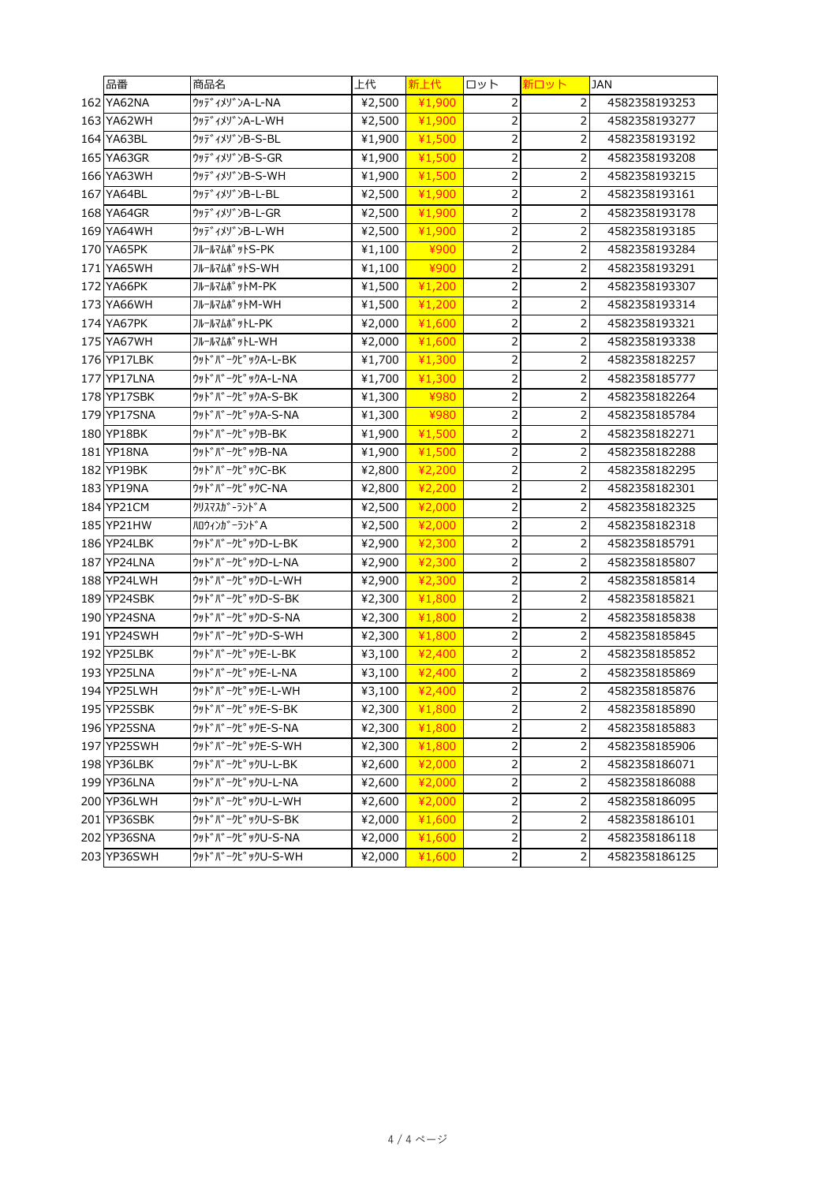| | 品番 | 商品名 | 上代 | 新上代 | ロット | 新ロット | JAN |
|---|---|---|---|---|---|---|---|
| 162 | YA62NA | ｳｯﾃﾞｨﾒｿﾞﾝA-L-NA | ¥2,500 | ¥1,900 | 2 | 2 | 4582358193253 |
| 163 | YA62WH | ｳｯﾃﾞｨﾒｿﾞﾝA-L-WH | ¥2,500 | ¥1,900 | 2 | 2 | 4582358193277 |
| 164 | YA63BL | ｳｯﾃﾞｨﾒｿﾞﾝB-S-BL | ¥1,900 | ¥1,500 | 2 | 2 | 4582358193192 |
| 165 | YA63GR | ｳｯﾃﾞｨﾒｿﾞﾝB-S-GR | ¥1,900 | ¥1,500 | 2 | 2 | 4582358193208 |
| 166 | YA63WH | ｳｯﾃﾞｨﾒｿﾞﾝB-S-WH | ¥1,900 | ¥1,500 | 2 | 2 | 4582358193215 |
| 167 | YA64BL | ｳｯﾃﾞｨﾒｿﾞﾝB-L-BL | ¥2,500 | ¥1,900 | 2 | 2 | 4582358193161 |
| 168 | YA64GR | ｳｯﾃﾞｨﾒｿﾞﾝB-L-GR | ¥2,500 | ¥1,900 | 2 | 2 | 4582358193178 |
| 169 | YA64WH | ｳｯﾃﾞｨﾒｿﾞﾝB-L-WH | ¥2,500 | ¥1,900 | 2 | 2 | 4582358193185 |
| 170 | YA65PK | ﾌﾙｰﾙﾏﾙﾎﾟｯﾄS-PK | ¥1,100 | ¥900 | 2 | 2 | 4582358193284 |
| 171 | YA65WH | ﾌﾙｰﾙﾏﾙﾎﾟｯﾄS-WH | ¥1,100 | ¥900 | 2 | 2 | 4582358193291 |
| 172 | YA66PK | ﾌﾙｰﾙﾏﾙﾎﾟｯﾄM-PK | ¥1,500 | ¥1,200 | 2 | 2 | 4582358193307 |
| 173 | YA66WH | ﾌﾙｰﾙﾏﾙﾎﾟｯﾄM-WH | ¥1,500 | ¥1,200 | 2 | 2 | 4582358193314 |
| 174 | YA67PK | ﾌﾙｰﾙﾏﾙﾎﾟｯﾄL-PK | ¥2,000 | ¥1,600 | 2 | 2 | 4582358193321 |
| 175 | YA67WH | ﾌﾙｰﾙﾏﾙﾎﾟｯﾄL-WH | ¥2,000 | ¥1,600 | 2 | 2 | 4582358193338 |
| 176 | YP17LBK | ｳｯﾄﾞﾊﾞｰｸﾋﾟｯｸA-L-BK | ¥1,700 | ¥1,300 | 2 | 2 | 4582358182257 |
| 177 | YP17LNA | ｳｯﾄﾞﾊﾞｰｸﾋﾟｯｸA-L-NA | ¥1,700 | ¥1,300 | 2 | 2 | 4582358185777 |
| 178 | YP17SBK | ｳｯﾄﾞﾊﾞｰｸﾋﾟｯｸA-S-BK | ¥1,300 | ¥980 | 2 | 2 | 4582358182264 |
| 179 | YP17SNA | ｳｯﾄﾞﾊﾞｰｸﾋﾟｯｸA-S-NA | ¥1,300 | ¥980 | 2 | 2 | 4582358185784 |
| 180 | YP18BK | ｳｯﾄﾞﾊﾞｰｸﾋﾟｯｸB-BK | ¥1,900 | ¥1,500 | 2 | 2 | 4582358182271 |
| 181 | YP18NA | ｳｯﾄﾞﾊﾞｰｸﾋﾟｯｸB-NA | ¥1,900 | ¥1,500 | 2 | 2 | 4582358182288 |
| 182 | YP19BK | ｳｯﾄﾞﾊﾞｰｸﾋﾟｯｸC-BK | ¥2,800 | ¥2,200 | 2 | 2 | 4582358182295 |
| 183 | YP19NA | ｳｯﾄﾞﾊﾞｰｸﾋﾟｯｸC-NA | ¥2,800 | ¥2,200 | 2 | 2 | 4582358182301 |
| 184 | YP21CM | ｸﾘｽﾏｽｶﾞｰﾗﾝﾄﾞA | ¥2,500 | ¥2,000 | 2 | 2 | 4582358182325 |
| 185 | YP21HW | ﾊﾛｳｨﾝｶﾞｰﾗﾝﾄﾞA | ¥2,500 | ¥2,000 | 2 | 2 | 4582358182318 |
| 186 | YP24LBK | ｳｯﾄﾞﾊﾞｰｸﾋﾟｯｸD-L-BK | ¥2,900 | ¥2,300 | 2 | 2 | 4582358185791 |
| 187 | YP24LNA | ｳｯﾄﾞﾊﾞｰｸﾋﾟｯｸD-L-NA | ¥2,900 | ¥2,300 | 2 | 2 | 4582358185807 |
| 188 | YP24LWH | ｳｯﾄﾞﾊﾞｰｸﾋﾟｯｸD-L-WH | ¥2,900 | ¥2,300 | 2 | 2 | 4582358185814 |
| 189 | YP24SBK | ｳｯﾄﾞﾊﾞｰｸﾋﾟｯｸD-S-BK | ¥2,300 | ¥1,800 | 2 | 2 | 4582358185821 |
| 190 | YP24SNA | ｳｯﾄﾞﾊﾞｰｸﾋﾟｯｸD-S-NA | ¥2,300 | ¥1,800 | 2 | 2 | 4582358185838 |
| 191 | YP24SWH | ｳｯﾄﾞﾊﾞｰｸﾋﾟｯｸD-S-WH | ¥2,300 | ¥1,800 | 2 | 2 | 4582358185845 |
| 192 | YP25LBK | ｳｯﾄﾞﾊﾞｰｸﾋﾟｯｸE-L-BK | ¥3,100 | ¥2,400 | 2 | 2 | 4582358185852 |
| 193 | YP25LNA | ｳｯﾄﾞﾊﾞｰｸﾋﾟｯｸE-L-NA | ¥3,100 | ¥2,400 | 2 | 2 | 4582358185869 |
| 194 | YP25LWH | ｳｯﾄﾞﾊﾞｰｸﾋﾟｯｸE-L-WH | ¥3,100 | ¥2,400 | 2 | 2 | 4582358185876 |
| 195 | YP25SBK | ｳｯﾄﾞﾊﾞｰｸﾋﾟｯｸE-S-BK | ¥2,300 | ¥1,800 | 2 | 2 | 4582358185890 |
| 196 | YP25SNA | ｳｯﾄﾞﾊﾞｰｸﾋﾟｯｸE-S-NA | ¥2,300 | ¥1,800 | 2 | 2 | 4582358185883 |
| 197 | YP25SWH | ｳｯﾄﾞﾊﾞｰｸﾋﾟｯｸE-S-WH | ¥2,300 | ¥1,800 | 2 | 2 | 4582358185906 |
| 198 | YP36LBK | ｳｯﾄﾞﾊﾞｰｸﾋﾟｯｸU-L-BK | ¥2,600 | ¥2,000 | 2 | 2 | 4582358186071 |
| 199 | YP36LNA | ｳｯﾄﾞﾊﾞｰｸﾋﾟｯｸU-L-NA | ¥2,600 | ¥2,000 | 2 | 2 | 4582358186088 |
| 200 | YP36LWH | ｳｯﾄﾞﾊﾞｰｸﾋﾟｯｸU-L-WH | ¥2,600 | ¥2,000 | 2 | 2 | 4582358186095 |
| 201 | YP36SBK | ｳｯﾄﾞﾊﾞｰｸﾋﾟｯｸU-S-BK | ¥2,000 | ¥1,600 | 2 | 2 | 4582358186101 |
| 202 | YP36SNA | ｳｯﾄﾞﾊﾞｰｸﾋﾟｯｸU-S-NA | ¥2,000 | ¥1,600 | 2 | 2 | 4582358186118 |
| 203 | YP36SWH | ｳｯﾄﾞﾊﾞｰｸﾋﾟｯｸU-S-WH | ¥2,000 | ¥1,600 | 2 | 2 | 4582358186125 |